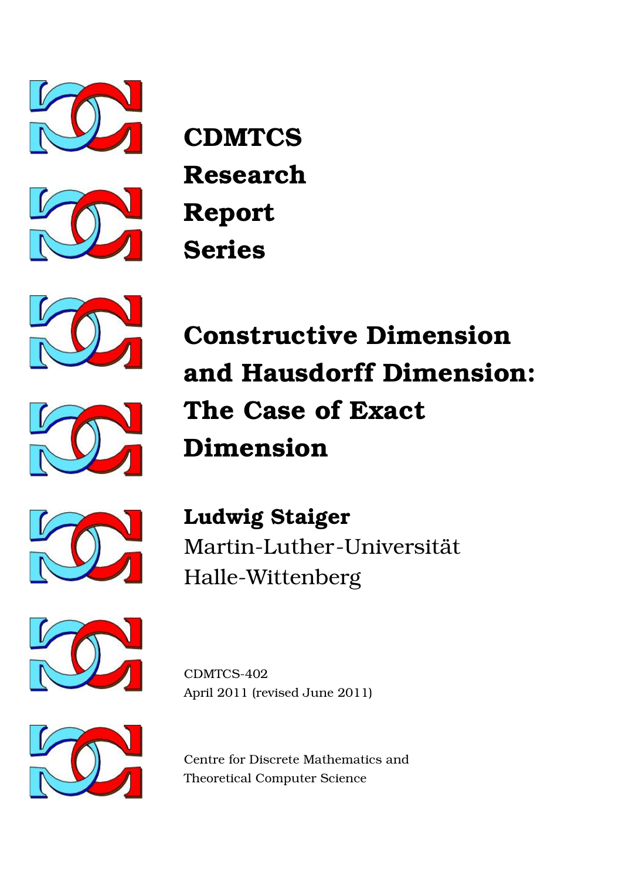**CDMTCS**
**Research**
**Report**
**Series**

# Constructive Dimension and Hausdorff Dimension: The Case of Exact Dimension

**Ludwig Staiger**
Martin-Luther-Universität
Halle-Wittenberg

CDMTCS-402
April 2011 (revised June 2011)

Centre for Discrete Mathematics and
Theoretical Computer Science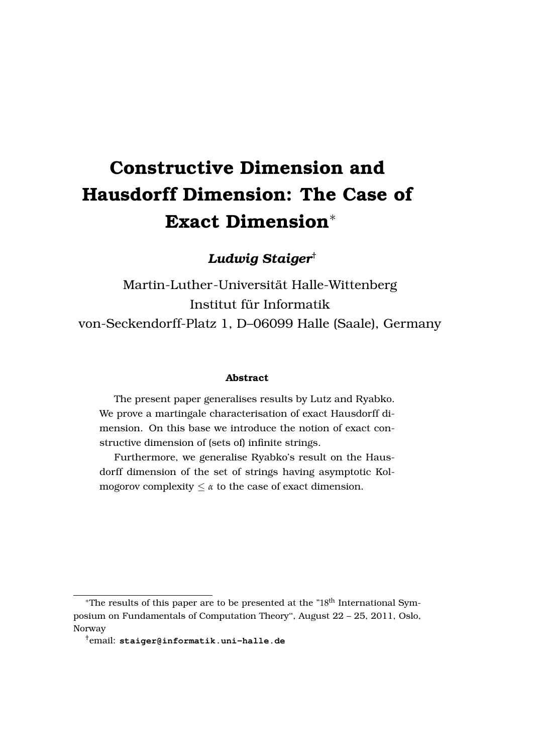# Constructive Dimension and Hausdorff Dimension: The Case of Exact Dimension*

***Ludwig Staiger*** [†]

Martin-Luther-Universität Halle-Wittenberg
Institut für Informatik
von-Seckendorff-Platz 1, D–06099 Halle (Saale), Germany

**Abstract**

The present paper generalises results by Lutz and Ryabko. We prove a martingale characterisation of exact Hausdorff dimension. On this base we introduce the notion of exact constructive dimension of (sets of) infinite strings.

Furthermore, we generalise Ryabko's result on the Hausdorff dimension of the set of strings having asymptotic Kolmogorov complexity $\leq \alpha$ to the case of exact dimension.

---

*The results of this paper are to be presented at the "18[th] International Symposium on Fundamentals of Computation Theory", August 22 – 25, 2011, Oslo, Norway

[†] email: **staiger@informatik.uni-halle.de**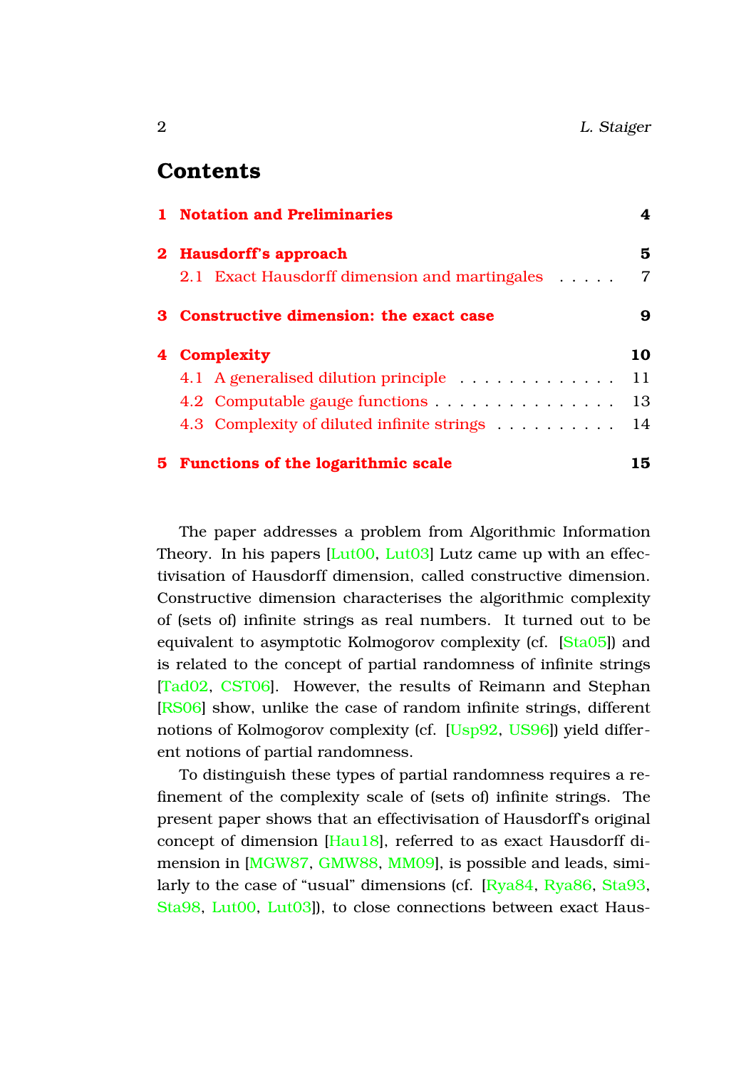## Contents

1 **Notation and Preliminaries** 4

2 **Hausdorff's approach** 5
  2.1 Exact Hausdorff dimension and martingales . . . . . 7

3 **Constructive dimension: the exact case** 9

4 **Complexity** 10
  4.1 A generalised dilution principle . . . . . . . . . . . . . 11
  4.2 Computable gauge functions . . . . . . . . . . . . . . . 13
  4.3 Complexity of diluted infinite strings . . . . . . . . . . 14

5 **Functions of the logarithmic scale** 15

The paper addresses a problem from Algorithmic Information Theory. In his papers [Lut00, Lut03] Lutz came up with an effectivisation of Hausdorff dimension, called constructive dimension. Constructive dimension characterises the algorithmic complexity of (sets of) infinite strings as real numbers. It turned out to be equivalent to asymptotic Kolmogorov complexity (cf. [Sta05]) and is related to the concept of partial randomness of infinite strings [Tad02, CST06]. However, the results of Reimann and Stephan [RS06] show, unlike the case of random infinite strings, different notions of Kolmogorov complexity (cf. [Usp92, US96]) yield different notions of partial randomness.

To distinguish these types of partial randomness requires a refinement of the complexity scale of (sets of) infinite strings. The present paper shows that an effectivisation of Hausdorff's original concept of dimension [Hau18], referred to as exact Hausdorff dimension in [MGW87, GMW88, MM09], is possible and leads, similarly to the case of "usual" dimensions (cf. [Rya84, Rya86, Sta93, Sta98, Lut00, Lut03]), to close connections between exact Haus-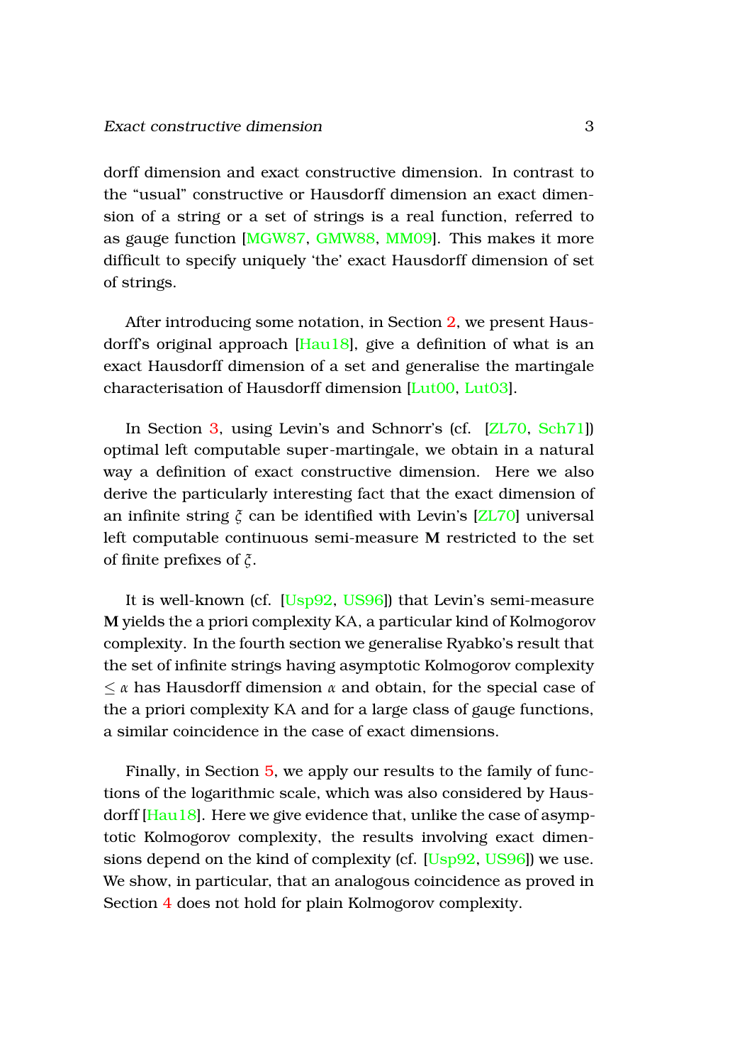dorff dimension and exact constructive dimension. In contrast to the “usual” constructive or Hausdorff dimension an exact dimension of a string or a set of strings is a real function, referred to as gauge function [MGW87, GMW88, MM09]. This makes it more difficult to specify uniquely ‘the’ exact Hausdorff dimension of set of strings.

After introducing some notation, in Section 2, we present Hausdorff's original approach [Hau18], give a definition of what is an exact Hausdorff dimension of a set and generalise the martingale characterisation of Hausdorff dimension [Lut00, Lut03].

In Section 3, using Levin's and Schnorr's (cf. [ZL70, Sch71]) optimal left computable super-martingale, we obtain in a natural way a definition of exact constructive dimension. Here we also derive the particularly interesting fact that the exact dimension of an infinite string $\xi$ can be identified with Levin's [ZL70] universal left computable continuous semi-measure $\mathbf{M}$ restricted to the set of finite prefixes of $\xi$.

It is well-known (cf. [Usp92, US96]) that Levin's semi-measure $\mathbf{M}$ yields the a priori complexity KA, a particular kind of Kolmogorov complexity. In the fourth section we generalise Ryabko's result that the set of infinite strings having asymptotic Kolmogorov complexity $\leq \alpha$ has Hausdorff dimension $\alpha$ and obtain, for the special case of the a priori complexity KA and for a large class of gauge functions, a similar coincidence in the case of exact dimensions.

Finally, in Section 5, we apply our results to the family of functions of the logarithmic scale, which was also considered by Hausdorff [Hau18]. Here we give evidence that, unlike the case of asymptotic Kolmogorov complexity, the results involving exact dimensions depend on the kind of complexity (cf. [Usp92, US96]) we use. We show, in particular, that an analogous coincidence as proved in Section 4 does not hold for plain Kolmogorov complexity.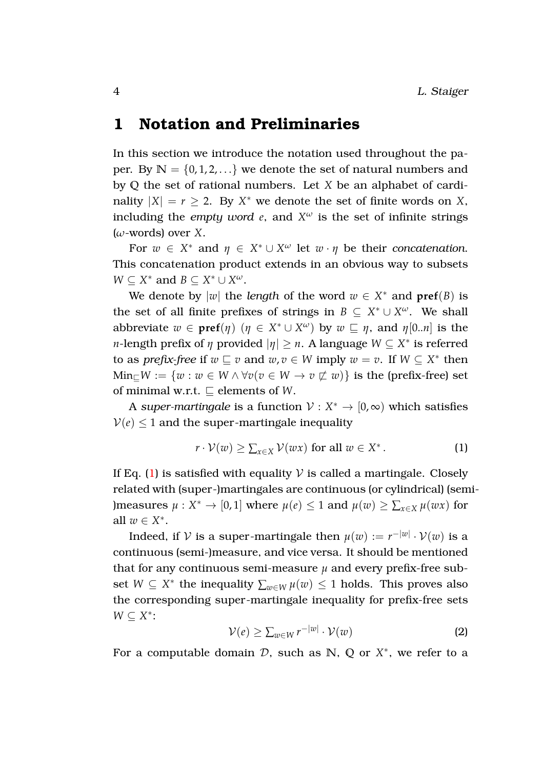# 1 Notation and Preliminaries

In this section we introduce the notation used throughout the paper. By $\mathbb{N} = \{0, 1, 2, \ldots\}$ we denote the set of natural numbers and by $\mathbb{Q}$ the set of rational numbers. Let $X$ be an alphabet of cardinality $|X| = r \geq 2$. By $X^*$ we denote the set of finite words on $X$, including the *empty word* $e$, and $X^\omega$ is the set of infinite strings ($\omega$-words) over $X$.

For $w \in X^*$ and $\eta \in X^* \cup X^\omega$ let $w \cdot \eta$ be their *concatenation*. This concatenation product extends in an obvious way to subsets $W \subseteq X^*$ and $B \subseteq X^* \cup X^\omega$.

We denote by $|w|$ the *length* of the word $w \in X^*$ and $\mathbf{pref}(B)$ is the set of all finite prefixes of strings in $B \subseteq X^* \cup X^\omega$. We shall abbreviate $w \in \mathbf{pref}(\eta)$ $(\eta \in X^* \cup X^\omega)$ by $w \sqsubseteq \eta$, and $\eta[0..n]$ is the $n$-length prefix of $\eta$ provided $|\eta| \geq n$. A language $W \subseteq X^*$ is referred to as *prefix-free* if $w \sqsubseteq v$ and $w, v \in W$ imply $w = v$. If $W \subseteq X^*$ then $\mathrm{Min}_\sqsubseteq W := \{w : w \in W \wedge \forall v (v \in W \to v \not\sqsubset w)\}$ is the (prefix-free) set of minimal w.r.t. $\sqsubseteq$ elements of $W$.

A *super-martingale* is a function $\mathcal{V} : X^* \to [0, \infty)$ which satisfies $\mathcal{V}(e) \leq 1$ and the super-martingale inequality

$$r \cdot \mathcal{V}(w) \geq \textstyle\sum_{x \in X} \mathcal{V}(wx) \text{ for all } w \in X^* . \tag{1}$$

If Eq. (1) is satisfied with equality $\mathcal{V}$ is called a martingale. Closely related with (super-)martingales are continuous (or cylindrical) (semi-)measures $\mu : X^* \to [0, 1]$ where $\mu(e) \leq 1$ and $\mu(w) \geq \sum_{x \in X} \mu(wx)$ for all $w \in X^*$.

Indeed, if $\mathcal{V}$ is a super-martingale then $\mu(w) := r^{-|w|} \cdot \mathcal{V}(w)$ is a continuous (semi-)measure, and vice versa. It should be mentioned that for any continuous semi-measure $\mu$ and every prefix-free subset $W \subseteq X^*$ the inequality $\sum_{w \in W} \mu(w) \leq 1$ holds. This proves also the corresponding super-martingale inequality for prefix-free sets $W \subseteq X^*$:

$$\mathcal{V}(e) \geq \textstyle\sum_{w \in W} r^{-|w|} \cdot \mathcal{V}(w) \tag{2}$$

For a computable domain $\mathcal{D}$, such as $\mathbb{N}$, $\mathbb{Q}$ or $X^*$, we refer to a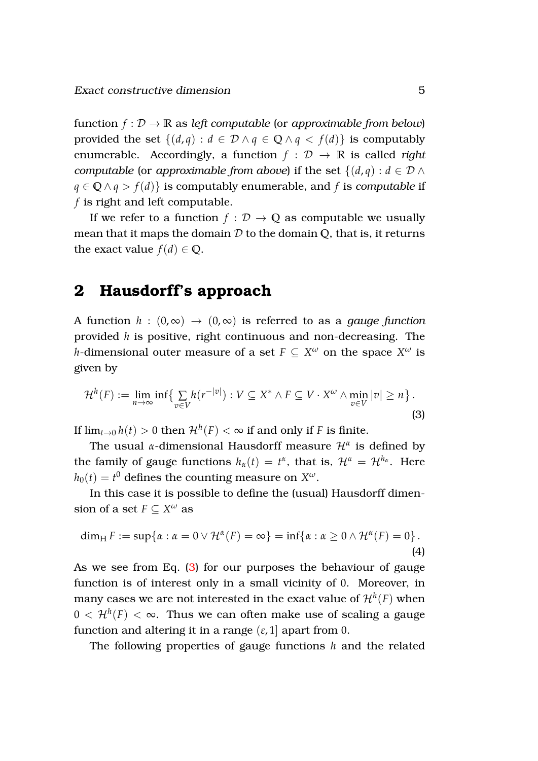function $f : \mathcal{D} \to \mathbb{R}$ as *left computable* (or *approximable from below*) provided the set $\{(d, q) : d \in \mathcal{D} \wedge q \in \mathbb{Q} \wedge q < f(d)\}$ is computably enumerable. Accordingly, a function $f : \mathcal{D} \to \mathbb{R}$ is called *right computable* (or *approximable from above*) if the set $\{(d, q) : d \in \mathcal{D} \wedge q \in \mathbb{Q} \wedge q > f(d)\}$ is computably enumerable, and $f$ is *computable* if $f$ is right and left computable.

If we refer to a function $f : \mathcal{D} \to \mathbb{Q}$ as computable we usually mean that it maps the domain $\mathcal{D}$ to the domain $\mathbb{Q}$, that is, it returns the exact value $f(d) \in \mathbb{Q}$.

## 2 Hausdorff's approach

A function $h : (0, \infty) \to (0, \infty)$ is referred to as a *gauge function* provided $h$ is positive, right continuous and non-decreasing. The $h$-dimensional outer measure of a set $F \subseteq X^\omega$ on the space $X^\omega$ is given by

$$\mathcal{H}^h(F) := \lim_{n \to \infty} \inf\Big\{ \sum_{v \in V} h(r^{-|v|}) : V \subseteq X^* \wedge F \subseteq V \cdot X^\omega \wedge \min_{v \in V} |v| \geq n \Big\} . \tag{3}$$

If $\lim_{t \to 0} h(t) > 0$ then $\mathcal{H}^h(F) < \infty$ if and only if $F$ is finite.

The usual $\alpha$-dimensional Hausdorff measure $\mathcal{H}^\alpha$ is defined by the family of gauge functions $h_\alpha(t) = t^\alpha$, that is, $\mathcal{H}^\alpha = \mathcal{H}^{h_\alpha}$. Here $h_0(t) = t^0$ defines the counting measure on $X^\omega$.

In this case it is possible to define the (usual) Hausdorff dimension of a set $F \subseteq X^\omega$ as

$$\dim_{\mathrm{H}} F := \sup\{\alpha : \alpha = 0 \vee \mathcal{H}^\alpha(F) = \infty\} = \inf\{\alpha : \alpha \geq 0 \wedge \mathcal{H}^\alpha(F) = 0\} . \tag{4}$$

As we see from Eq. (3) for our purposes the behaviour of gauge function is of interest only in a small vicinity of 0. Moreover, in many cases we are not interested in the exact value of $\mathcal{H}^h(F)$ when $0 < \mathcal{H}^h(F) < \infty$. Thus we can often make use of scaling a gauge function and altering it in a range $(\varepsilon, 1]$ apart from 0.

The following properties of gauge functions $h$ and the related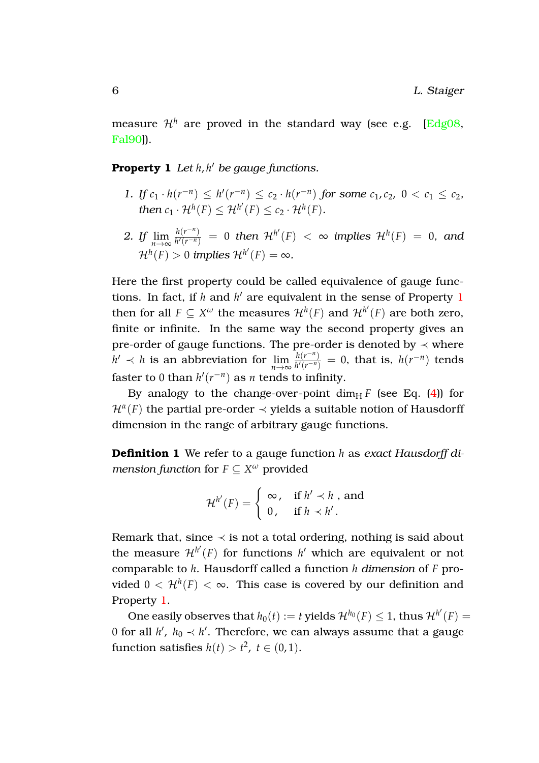measure $\mathcal{H}^h$ are proved in the standard way (see e.g. [Edg08, Fal90]).

**Property 1** *Let $h, h'$ be gauge functions.*

1. *If $c_1 \cdot h(r^{-n}) \le h'(r^{-n}) \le c_2 \cdot h(r^{-n})$ for some $c_1, c_2,\ 0 < c_1 \le c_2$, then $c_1 \cdot \mathcal{H}^h(F) \le \mathcal{H}^{h'}(F) \le c_2 \cdot \mathcal{H}^h(F)$.*
2. *If $\lim_{n\to\infty} \frac{h(r^{-n})}{h'(r^{-n})} = 0$ then $\mathcal{H}^{h'}(F) < \infty$ implies $\mathcal{H}^h(F) = 0$, and $\mathcal{H}^h(F) > 0$ implies $\mathcal{H}^{h'}(F) = \infty$.*

Here the first property could be called equivalence of gauge functions. In fact, if $h$ and $h'$ are equivalent in the sense of Property 1 then for all $F \subseteq X^\omega$ the measures $\mathcal{H}^h(F)$ and $\mathcal{H}^{h'}(F)$ are both zero, finite or infinite. In the same way the second property gives an pre-order of gauge functions. The pre-order is denoted by $\prec$ where $h' \prec h$ is an abbreviation for $\lim_{n\to\infty} \frac{h(r^{-n})}{h'(r^{-n})} = 0$, that is, $h(r^{-n})$ tends faster to $0$ than $h'(r^{-n})$ as $n$ tends to infinity.

By analogy to the change-over-point $\dim_{\mathrm{H}} F$ (see Eq. (4)) for $\mathcal{H}^\alpha(F)$ the partial pre-order $\prec$ yields a suitable notion of Hausdorff dimension in the range of arbitrary gauge functions.

**Definition 1** We refer to a gauge function $h$ as *exact Hausdorff dimension function* for $F \subseteq X^\omega$ provided

$$\mathcal{H}^{h'}(F) = \begin{cases} \infty, & \text{if } h' \prec h \text{ , and} \\ 0, & \text{if } h \prec h' . \end{cases}$$

Remark that, since $\prec$ is not a total ordering, nothing is said about the measure $\mathcal{H}^{h'}(F)$ for functions $h'$ which are equivalent or not comparable to $h$. Hausdorff called a function $h$ *dimension* of $F$ provided $0 < \mathcal{H}^h(F) < \infty$. This case is covered by our definition and Property 1.

One easily observes that $h_0(t) := t$ yields $\mathcal{H}^{h_0}(F) \le 1$, thus $\mathcal{H}^{h'}(F) = 0$ for all $h',\ h_0 \prec h'$. Therefore, we can always assume that a gauge function satisfies $h(t) > t^2,\ t \in (0,1)$.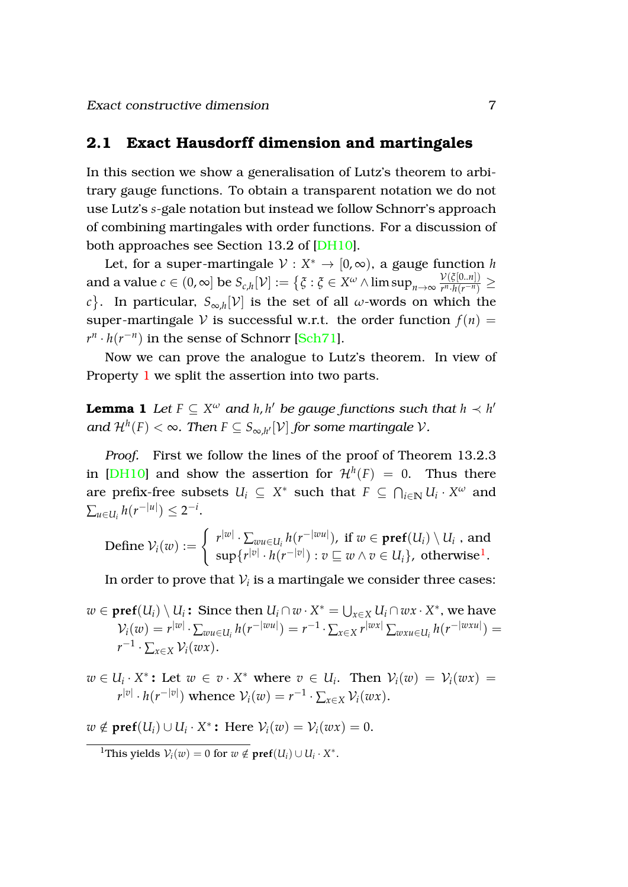## 2.1 Exact Hausdorff dimension and martingales

In this section we show a generalisation of Lutz's theorem to arbitrary gauge functions. To obtain a transparent notation we do not use Lutz's $s$-gale notation but instead we follow Schnorr's approach of combining martingales with order functions. For a discussion of both approaches see Section 13.2 of [DH10].

Let, for a super-martingale $\mathcal{V} : X^* \to [0, \infty)$, a gauge function $h$ and a value $c \in (0, \infty]$ be $S_{c,h}[\mathcal{V}] := \{\xi : \xi \in X^\omega \wedge \limsup_{n\to\infty} \frac{\mathcal{V}(\xi[0..n])}{r^n \cdot h(r^{-n})} \geq c\}$. In particular, $S_{\infty,h}[\mathcal{V}]$ is the set of all $\omega$-words on which the super-martingale $\mathcal{V}$ is successful w.r.t. the order function $f(n) = r^n \cdot h(r^{-n})$ in the sense of Schnorr [Sch71].

Now we can prove the analogue to Lutz's theorem. In view of Property 1 we split the assertion into two parts.

**Lemma 1** *Let $F \subseteq X^\omega$ and $h, h'$ be gauge functions such that $h \prec h'$ and $\mathcal{H}^h(F) < \infty$. Then $F \subseteq S_{\infty,h'}[\mathcal{V}]$ for some martingale $\mathcal{V}$.*

*Proof.* First we follow the lines of the proof of Theorem 13.2.3 in [DH10] and show the assertion for $\mathcal{H}^h(F) = 0$. Thus there are prefix-free subsets $U_i \subseteq X^*$ such that $F \subseteq \bigcap_{i\in\mathbb{N}} U_i \cdot X^\omega$ and $\sum_{u\in U_i} h(r^{-|u|}) \leq 2^{-i}$.

Define 
$$\mathcal{V}_i(w) := \begin{cases} r^{|w|} \cdot \sum_{wu\in U_i} h(r^{-|wu|}), & \text{if } w \in \mathbf{pref}(U_i) \setminus U_i \text{ , and} \\ \sup\{r^{|v|} \cdot h(r^{-|v|}) : v \sqsubseteq w \wedge v \in U_i\}, & \text{otherwise}[1]. \end{cases}$$

In order to prove that $\mathcal{V}_i$ is a martingale we consider three cases:

$w \in \mathbf{pref}(U_i) \setminus U_i$**:** Since then $U_i \cap w \cdot X^* = \bigcup_{x\in X} U_i \cap wx \cdot X^*$, we have $\mathcal{V}_i(w) = r^{|w|} \cdot \sum_{wu\in U_i} h(r^{-|wu|}) = r^{-1} \cdot \sum_{x\in X} r^{|wx|} \sum_{wxu\in U_i} h(r^{-|wxu|}) = r^{-1} \cdot \sum_{x\in X} \mathcal{V}_i(wx)$.

$w \in U_i \cdot X^*$**:** Let $w \in v \cdot X^*$ where $v \in U_i$. Then $\mathcal{V}_i(w) = \mathcal{V}_i(wx) = r^{|v|} \cdot h(r^{-|v|})$ whence $\mathcal{V}_i(w) = r^{-1} \cdot \sum_{x\in X} \mathcal{V}_i(wx)$.

$w \notin \mathbf{pref}(U_i) \cup U_i \cdot X^*$**:** Here $\mathcal{V}_i(w) = \mathcal{V}_i(wx) = 0$.

[1] This yields $\mathcal{V}_i(w) = 0$ for $w \notin \mathbf{pref}(U_i) \cup U_i \cdot X^*$.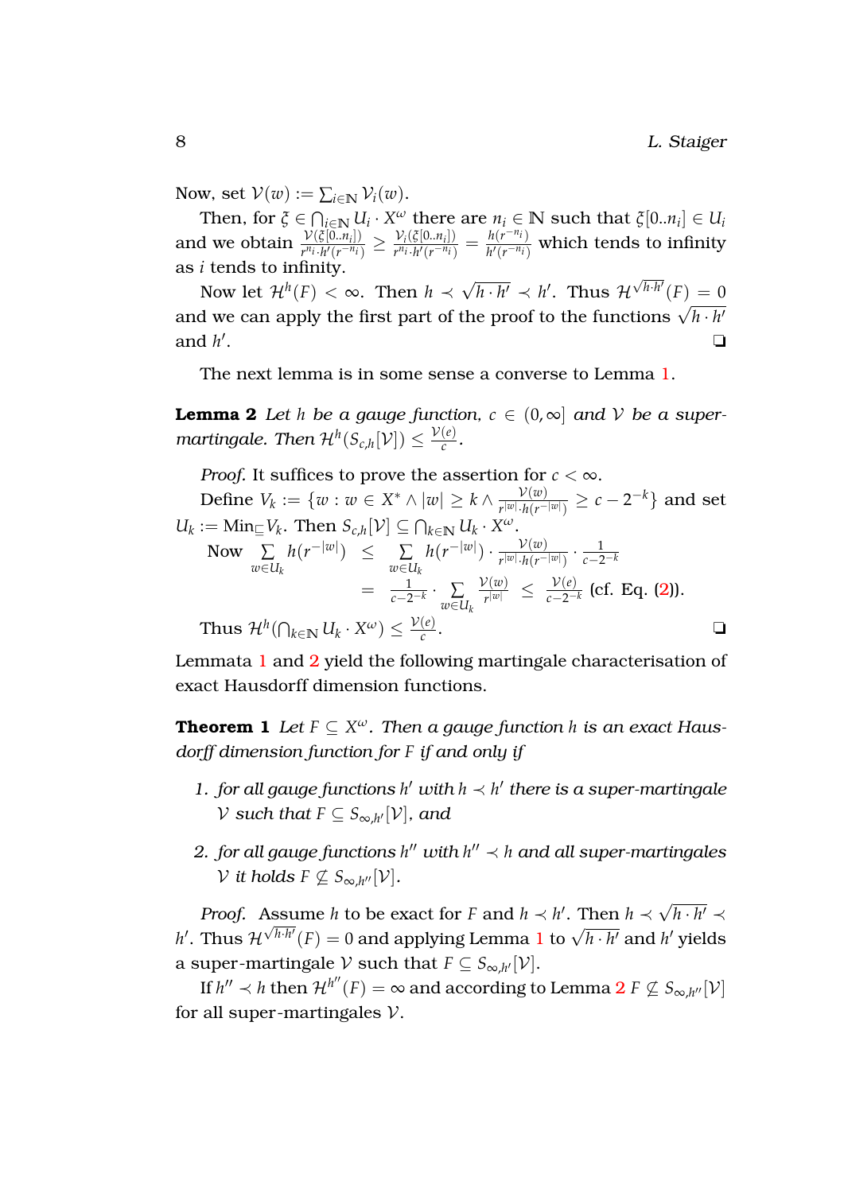Now, set $\mathcal{V}(w) := \sum_{i\in\mathbb{N}} \mathcal{V}_i(w)$.

Then, for $\xi \in \bigcap_{i\in\mathbb{N}} U_i \cdot X^\omega$ there are $n_i \in \mathbb{N}$ such that $\xi[0..n_i] \in U_i$ and we obtain $\frac{\mathcal{V}(\xi[0..n_i])}{r^{n_i}\cdot h'(r^{-n_i})} \geq \frac{\mathcal{V}_i(\xi[0..n_i])}{r^{n_i}\cdot h'(r^{-n_i})} = \frac{h(r^{-n_i})}{h'(r^{-n_i})}$ which tends to infinity as $i$ tends to infinity.

Now let $\mathcal{H}^h(F) < \infty$. Then $h \prec \sqrt{h\cdot h'} \prec h'$. Thus $\mathcal{H}^{\sqrt{h\cdot h'}}(F) = 0$ and we can apply the first part of the proof to the functions $\sqrt{h\cdot h'}$ and $h'$. ❑

The next lemma is in some sense a converse to Lemma 1.

**Lemma 2** *Let $h$ be a gauge function, $c \in (0,\infty]$ and $\mathcal{V}$ be a super-martingale. Then $\mathcal{H}^h(S_{c,h}[\mathcal{V}]) \leq \frac{\mathcal{V}(e)}{c}$.*

*Proof.* It suffices to prove the assertion for $c < \infty$.

Define $V_k := \{w : w \in X^* \wedge |w| \geq k \wedge \frac{\mathcal{V}(w)}{r^{|w|}\cdot h(r^{-|w|})} \geq c - 2^{-k}\}$ and set $U_k := \mathrm{Min}_{\sqsubseteq} V_k$. Then $S_{c,h}[\mathcal{V}] \subseteq \bigcap_{k\in\mathbb{N}} U_k \cdot X^\omega$.

$$\text{Now } \sum_{w\in U_k} h(r^{-|w|}) \leq \sum_{w\in U_k} h(r^{-|w|}) \cdot \frac{\mathcal{V}(w)}{r^{|w|}\cdot h(r^{-|w|})} \cdot \frac{1}{c-2^{-k}}$$
$$= \frac{1}{c-2^{-k}} \cdot \sum_{w\in U_k} \frac{\mathcal{V}(w)}{r^{|w|}} \leq \frac{\mathcal{V}(e)}{c-2^{-k}} \text{ (cf. Eq. (2)).}$$

Thus $\mathcal{H}^h(\bigcap_{k\in\mathbb{N}} U_k \cdot X^\omega) \leq \frac{\mathcal{V}(e)}{c}$. ❑

Lemmata 1 and 2 yield the following martingale characterisation of exact Hausdorff dimension functions.

**Theorem 1** *Let $F \subseteq X^\omega$. Then a gauge function $h$ is an exact Hausdorff dimension function for $F$ if and only if*

1. *for all gauge functions $h'$ with $h \prec h'$ there is a super-martingale $\mathcal{V}$ such that $F \subseteq S_{\infty,h'}[\mathcal{V}]$, and*
2. *for all gauge functions $h''$ with $h'' \prec h$ and all super-martingales $\mathcal{V}$ it holds $F \not\subseteq S_{\infty,h''}[\mathcal{V}]$.*

*Proof.* Assume $h$ to be exact for $F$ and $h \prec h'$. Then $h \prec \sqrt{h\cdot h'} \prec h'$. Thus $\mathcal{H}^{\sqrt{h\cdot h'}}(F) = 0$ and applying Lemma 1 to $\sqrt{h\cdot h'}$ and $h'$ yields a super-martingale $\mathcal{V}$ such that $F \subseteq S_{\infty,h'}[\mathcal{V}]$.

If $h'' \prec h$ then $\mathcal{H}^{h''}(F) = \infty$ and according to Lemma 2 $F \not\subseteq S_{\infty,h''}[\mathcal{V}]$ for all super-martingales $\mathcal{V}$.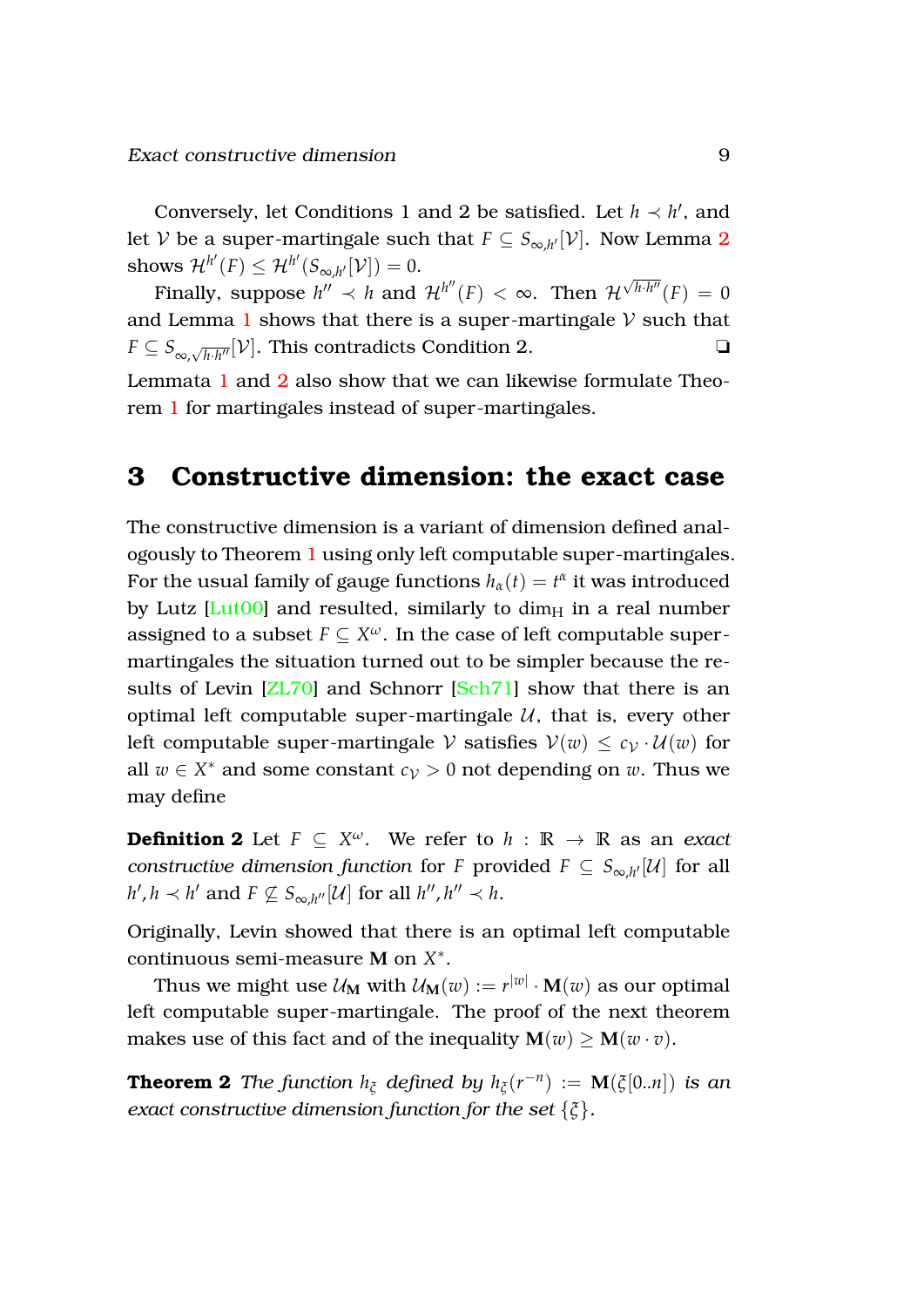Conversely, let Conditions 1 and 2 be satisfied. Let $h \prec h'$, and let $\mathcal{V}$ be a super-martingale such that $F \subseteq S_{\infty,h'}[\mathcal{V}]$. Now Lemma 2 shows $\mathcal{H}^{h'}(F) \leq \mathcal{H}^{h'}(S_{\infty,h'}[\mathcal{V}]) = 0$.

Finally, suppose $h'' \prec h$ and $\mathcal{H}^{h''}(F) < \infty$. Then $\mathcal{H}^{\sqrt{h \cdot h''}}(F) = 0$ and Lemma 1 shows that there is a super-martingale $\mathcal{V}$ such that $F \subseteq S_{\infty,\sqrt{h \cdot h''}}[\mathcal{V}]$. This contradicts Condition 2. ❏

Lemmata 1 and 2 also show that we can likewise formulate Theorem 1 for martingales instead of super-martingales.

## 3 Constructive dimension: the exact case

The constructive dimension is a variant of dimension defined analogously to Theorem 1 using only left computable super-martingales. For the usual family of gauge functions $h_\alpha(t) = t^\alpha$ it was introduced by Lutz [Lut00] and resulted, similarly to $\dim_{\mathrm{H}}$ in a real number assigned to a subset $F \subseteq X^\omega$. In the case of left computable super-martingales the situation turned out to be simpler because the results of Levin [ZL70] and Schnorr [Sch71] show that there is an optimal left computable super-martingale $\mathcal{U}$, that is, every other left computable super-martingale $\mathcal{V}$ satisfies $\mathcal{V}(w) \leq c_{\mathcal{V}} \cdot \mathcal{U}(w)$ for all $w \in X^*$ and some constant $c_{\mathcal{V}} > 0$ not depending on $w$. Thus we may define

**Definition 2** *Let $F \subseteq X^\omega$. We refer to $h : \mathbb{R} \to \mathbb{R}$ as an exact constructive dimension function for $F$ provided $F \subseteq S_{\infty,h'}[\mathcal{U}]$ for all $h', h \prec h'$ and $F \not\subseteq S_{\infty,h''}[\mathcal{U}]$ for all $h'', h'' \prec h$.*

Originally, Levin showed that there is an optimal left computable continuous semi-measure $\mathbf{M}$ on $X^*$.

Thus we might use $\mathcal{U}_{\mathbf{M}}$ with $\mathcal{U}_{\mathbf{M}}(w) := r^{|w|} \cdot \mathbf{M}(w)$ as our optimal left computable super-martingale. The proof of the next theorem makes use of this fact and of the inequality $\mathbf{M}(w) \geq \mathbf{M}(w \cdot v)$.

**Theorem 2** *The function $h_\xi$ defined by $h_\xi(r^{-n}) := \mathbf{M}(\xi[0..n])$ is an exact constructive dimension function for the set $\{\xi\}$.*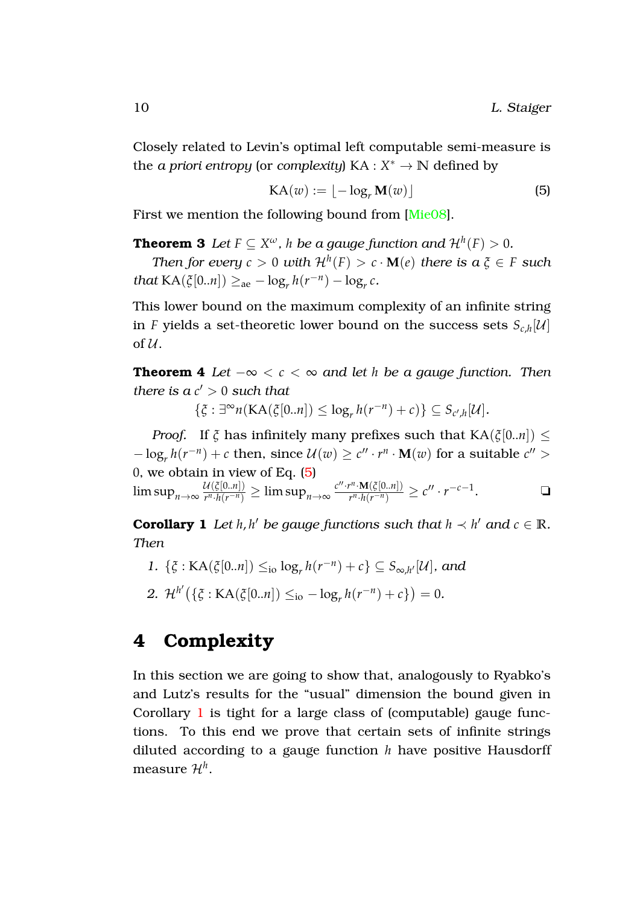Closely related to Levin's optimal left computable semi-measure is the *a priori entropy* (or *complexity*) $\mathrm{KA} : X^* \to \mathbb{N}$ defined by

$$\mathrm{KA}(w) := \lfloor -\log_r \mathbf{M}(w) \rfloor \tag{5}$$

First we mention the following bound from [Mie08].

**Theorem 3** *Let $F \subseteq X^\omega$, $h$ be a gauge function and $\mathcal{H}^h(F) > 0$.*

*Then for every $c > 0$ with $\mathcal{H}^h(F) > c \cdot \mathbf{M}(e)$ there is a $\xi \in F$ such that $\mathrm{KA}(\xi[0..n]) \geq_{\mathrm{ae}} -\log_r h(r^{-n}) - \log_r c$.*

This lower bound on the maximum complexity of an infinite string in $F$ yields a set-theoretic lower bound on the success sets $S_{c,h}[\mathcal{U}]$ of $\mathcal{U}$.

**Theorem 4** *Let $-\infty < c < \infty$ and let $h$ be a gauge function. Then there is a $c' > 0$ such that*

$$\{\xi : \exists^\infty n(\mathrm{KA}(\xi[0..n]) \leq \log_r h(r^{-n}) + c)\} \subseteq S_{c',h}[\mathcal{U}].$$

*Proof.* If $\xi$ has infinitely many prefixes such that $\mathrm{KA}(\xi[0..n]) \leq -\log_r h(r^{-n}) + c$ then, since $\mathcal{U}(w) \geq c'' \cdot r^n \cdot \mathbf{M}(w)$ for a suitable $c'' > 0$, we obtain in view of Eq. (5)
$\limsup_{n\to\infty} \frac{\mathcal{U}(\xi[0..n])}{r^n \cdot h(r^{-n})} \geq \limsup_{n\to\infty} \frac{c'' \cdot r^n \cdot \mathbf{M}(\xi[0..n])}{r^n \cdot h(r^{-n})} \geq c'' \cdot r^{-c-1}$. ❑

**Corollary 1** *Let $h, h'$ be gauge functions such that $h \prec h'$ and $c \in \mathbb{R}$. Then*

1. *$\{\xi : \mathrm{KA}(\xi[0..n]) \leq_{\mathrm{io}} \log_r h(r^{-n}) + c\} \subseteq S_{\infty,h'}[\mathcal{U}]$, and*
2. *$\mathcal{H}^{h'}\big(\{\xi : \mathrm{KA}(\xi[0..n]) \leq_{\mathrm{io}} -\log_r h(r^{-n}) + c\}\big) = 0$.*

# 4 Complexity

In this section we are going to show that, analogously to Ryabko's and Lutz's results for the "usual" dimension the bound given in Corollary 1 is tight for a large class of (computable) gauge functions. To this end we prove that certain sets of infinite strings diluted according to a gauge function $h$ have positive Hausdorff measure $\mathcal{H}^h$.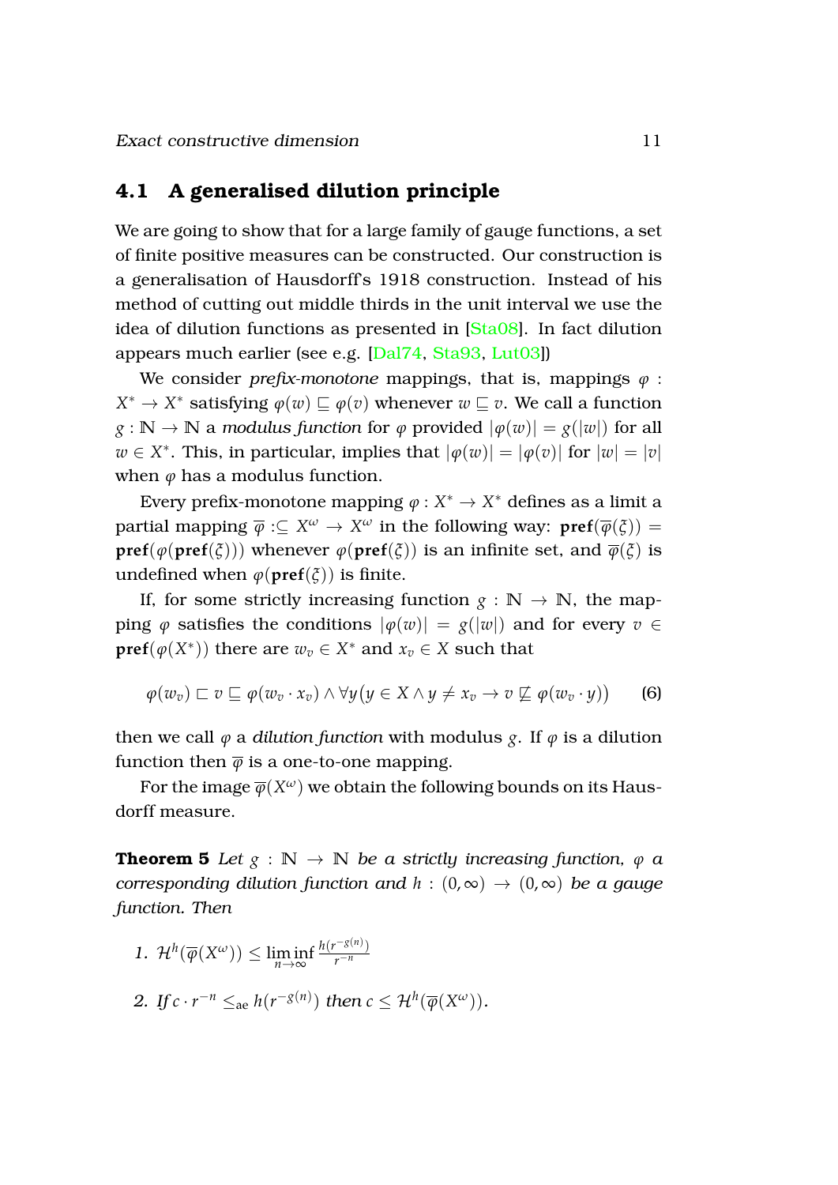## 4.1 A generalised dilution principle

We are going to show that for a large family of gauge functions, a set of finite positive measures can be constructed. Our construction is a generalisation of Hausdorff's 1918 construction. Instead of his method of cutting out middle thirds in the unit interval we use the idea of dilution functions as presented in [Sta08]. In fact dilution appears much earlier (see e.g. [Dal74, Sta93, Lut03])

We consider *prefix-monotone* mappings, that is, mappings $\varphi : X^* \to X^*$ satisfying $\varphi(w) \sqsubseteq \varphi(v)$ whenever $w \sqsubseteq v$. We call a function $g : \mathbb{N} \to \mathbb{N}$ a *modulus function* for $\varphi$ provided $|\varphi(w)| = g(|w|)$ for all $w \in X^*$. This, in particular, implies that $|\varphi(w)| = |\varphi(v)|$ for $|w| = |v|$ when $\varphi$ has a modulus function.

Every prefix-monotone mapping $\varphi : X^* \to X^*$ defines as a limit a partial mapping $\overline{\varphi} :\subseteq X^\omega \to X^\omega$ in the following way: $\mathbf{pref}(\overline{\varphi}(\xi)) = \mathbf{pref}(\varphi(\mathbf{pref}(\xi)))$ whenever $\varphi(\mathbf{pref}(\xi))$ is an infinite set, and $\overline{\varphi}(\xi)$ is undefined when $\varphi(\mathbf{pref}(\xi))$ is finite.

If, for some strictly increasing function $g : \mathbb{N} \to \mathbb{N}$, the mapping $\varphi$ satisfies the conditions $|\varphi(w)| = g(|w|)$ and for every $v \in \mathbf{pref}(\varphi(X^*))$ there are $w_v \in X^*$ and $x_v \in X$ such that

$$\varphi(w_v) \sqsubset v \sqsubseteq \varphi(w_v \cdot x_v) \wedge \forall y \big(y \in X \wedge y \neq x_v \to v \not\sqsubseteq \varphi(w_v \cdot y)\big) \tag{6}$$

then we call $\varphi$ a *dilution function* with modulus $g$. If $\varphi$ is a dilution function then $\overline{\varphi}$ is a one-to-one mapping.

For the image $\overline{\varphi}(X^\omega)$ we obtain the following bounds on its Hausdorff measure.

**Theorem 5** *Let $g : \mathbb{N} \to \mathbb{N}$ be a strictly increasing function, $\varphi$ a corresponding dilution function and $h : (0, \infty) \to (0, \infty)$ be a gauge function. Then*

1. $\mathcal{H}^h(\overline{\varphi}(X^\omega)) \leq \liminf\limits_{n\to\infty} \frac{h(r^{-g(n)})}{r^{-n}}$
2. *If* $c \cdot r^{-n} \leq_{\mathrm{ae}} h(r^{-g(n)})$ *then* $c \leq \mathcal{H}^h(\overline{\varphi}(X^\omega))$.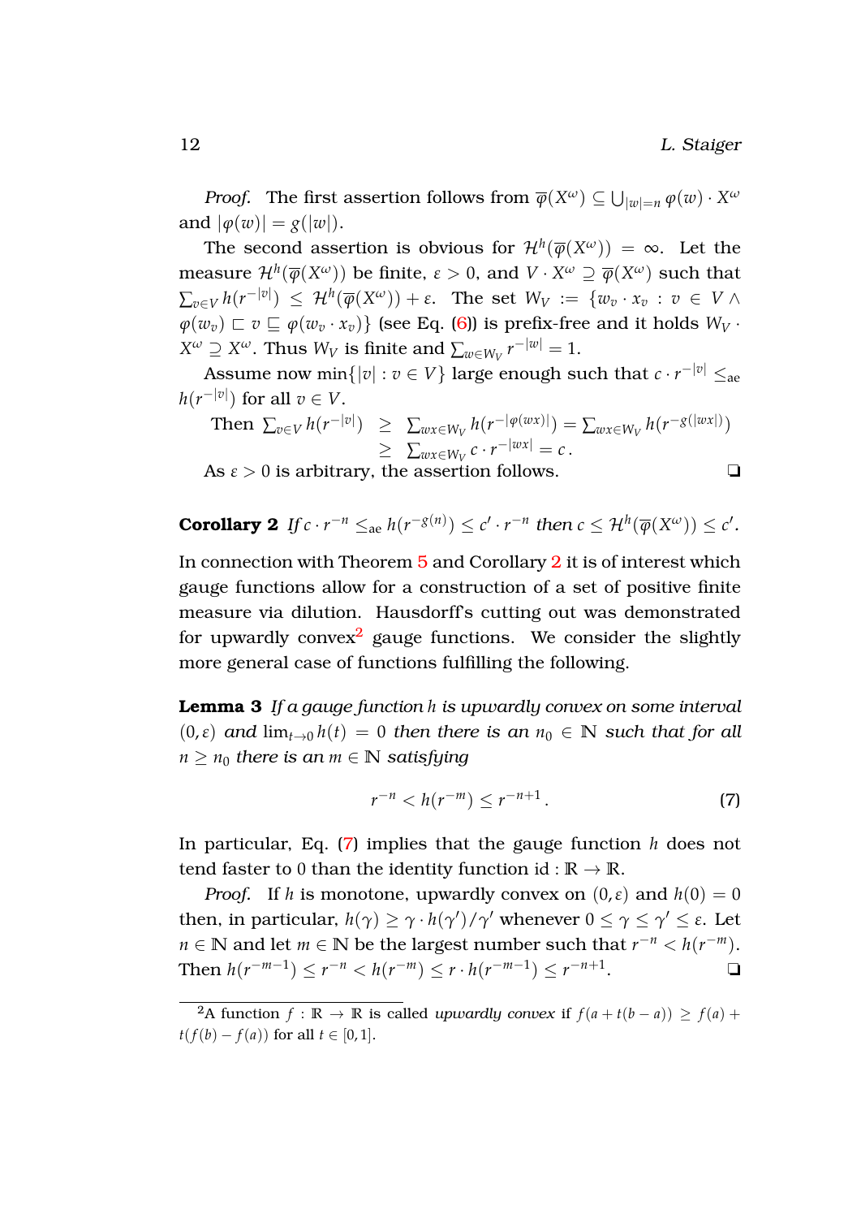*Proof.* The first assertion follows from $\overline{\varphi}(X^\omega) \subseteq \bigcup_{|w|=n} \varphi(w) \cdot X^\omega$ and $|\varphi(w)| = g(|w|)$.

The second assertion is obvious for $\mathcal{H}^h(\overline{\varphi}(X^\omega)) = \infty$. Let the measure $\mathcal{H}^h(\overline{\varphi}(X^\omega))$ be finite, $\varepsilon > 0$, and $V \cdot X^\omega \supseteq \overline{\varphi}(X^\omega)$ such that $\sum_{v \in V} h(r^{-|v|}) \leq \mathcal{H}^h(\overline{\varphi}(X^\omega)) + \varepsilon$. The set $W_V := \{w_v \cdot x_v : v \in V \wedge \varphi(w_v) \sqsubset v \sqsubseteq \varphi(w_v \cdot x_v)\}$ (see Eq. (6)) is prefix-free and it holds $W_V \cdot X^\omega \supseteq X^\omega$. Thus $W_V$ is finite and $\sum_{w \in W_V} r^{-|w|} = 1$.

Assume now $\min\{|v| : v \in V\}$ large enough such that $c \cdot r^{-|v|} \leq_{\mathrm{ae}} h(r^{-|v|})$ for all $v \in V$.

Then
$$\sum_{v \in V} h(r^{-|v|}) \geq \sum_{wx \in W_V} h(r^{-|\varphi(wx)|}) = \sum_{wx \in W_V} h(r^{-g(|wx|)}) \geq \sum_{wx \in W_V} c \cdot r^{-|wx|} = c\,.$$

As $\varepsilon > 0$ is arbitrary, the assertion follows. ❑

**Corollary 2** *If $c \cdot r^{-n} \leq_{\mathrm{ae}} h(r^{-g(n)}) \leq c' \cdot r^{-n}$ then $c \leq \mathcal{H}^h(\overline{\varphi}(X^\omega)) \leq c'$.*

In connection with Theorem 5 and Corollary 2 it is of interest which gauge functions allow for a construction of a set of positive finite measure via dilution. Hausdorff's cutting out was demonstrated for upwardly convex[2] gauge functions. We consider the slightly more general case of functions fulfilling the following.

**Lemma 3** *If a gauge function $h$ is upwardly convex on some interval $(0, \varepsilon)$ and $\lim_{t \to 0} h(t) = 0$ then there is an $n_0 \in \mathbb{N}$ such that for all $n \geq n_0$ there is an $m \in \mathbb{N}$ satisfying*

$$r^{-n} < h(r^{-m}) \leq r^{-n+1}\,. \tag{7}$$

In particular, Eq. (7) implies that the gauge function $h$ does not tend faster to 0 than the identity function $\mathrm{id} : \mathbb{R} \to \mathbb{R}$.

*Proof.* If $h$ is monotone, upwardly convex on $(0, \varepsilon)$ and $h(0) = 0$ then, in particular, $h(\gamma) \geq \gamma \cdot h(\gamma')/\gamma'$ whenever $0 \leq \gamma \leq \gamma' \leq \varepsilon$. Let $n \in \mathbb{N}$ and let $m \in \mathbb{N}$ be the largest number such that $r^{-n} < h(r^{-m})$. Then $h(r^{-m-1}) \leq r^{-n} < h(r^{-m}) \leq r \cdot h(r^{-m-1}) \leq r^{-n+1}$. ❑

---

[2] A function $f : \mathbb{R} \to \mathbb{R}$ is called *upwardly convex* if $f(a + t(b-a)) \geq f(a) + t(f(b) - f(a))$ for all $t \in [0, 1]$.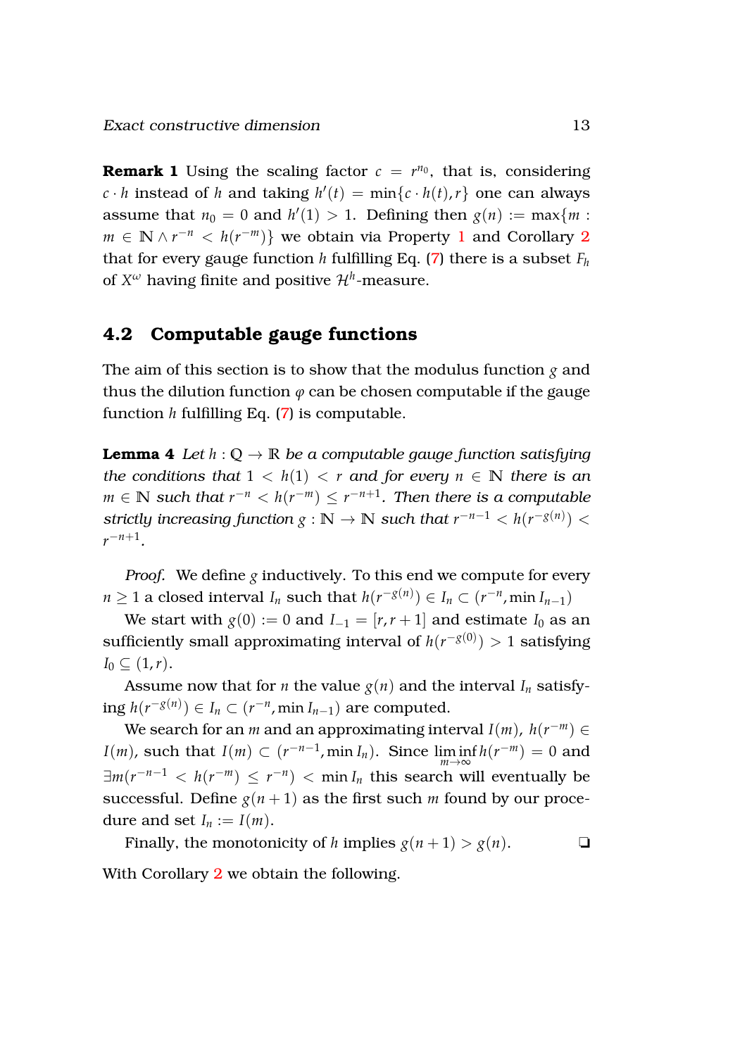**Remark 1** Using the scaling factor $c = r^{n_0}$, that is, considering $c \cdot h$ instead of $h$ and taking $h'(t) = \min\{c \cdot h(t), r\}$ one can always assume that $n_0 = 0$ and $h'(1) > 1$. Defining then $g(n) := \max\{m : m \in \mathbb{N} \wedge r^{-n} < h(r^{-m})\}$ we obtain via Property 1 and Corollary 2 that for every gauge function $h$ fulfilling Eq. (7) there is a subset $F_h$ of $X^\omega$ having finite and positive $\mathcal{H}^h$-measure.

## 4.2 Computable gauge functions

The aim of this section is to show that the modulus function $g$ and thus the dilution function $\varphi$ can be chosen computable if the gauge function $h$ fulfilling Eq. (7) is computable.

**Lemma 4** *Let $h : \mathbb{Q} \to \mathbb{R}$ be a computable gauge function satisfying the conditions that $1 < h(1) < r$ and for every $n \in \mathbb{N}$ there is an $m \in \mathbb{N}$ such that $r^{-n} < h(r^{-m}) \leq r^{-n+1}$. Then there is a computable strictly increasing function $g : \mathbb{N} \to \mathbb{N}$ such that $r^{-n-1} < h(r^{-g(n)}) < r^{-n+1}$.*

*Proof.* We define $g$ inductively. To this end we compute for every $n \geq 1$ a closed interval $I_n$ such that $h(r^{-g(n)}) \in I_n \subset (r^{-n}, \min I_{n-1})$

We start with $g(0) := 0$ and $I_{-1} = [r, r+1]$ and estimate $I_0$ as an sufficiently small approximating interval of $h(r^{-g(0)}) > 1$ satisfying $I_0 \subseteq (1, r)$.

Assume now that for $n$ the value $g(n)$ and the interval $I_n$ satisfying $h(r^{-g(n)}) \in I_n \subset (r^{-n}, \min I_{n-1})$ are computed.

We search for an $m$ and an approximating interval $I(m)$, $h(r^{-m}) \in I(m)$, such that $I(m) \subset (r^{-n-1}, \min I_n)$. Since $\liminf_{m\to\infty} h(r^{-m}) = 0$ and $\exists m(r^{-n-1} < h(r^{-m}) \leq r^{-n}) < \min I_n$ this search will eventually be successful. Define $g(n+1)$ as the first such $m$ found by our procedure and set $I_n := I(m)$.

Finally, the monotonicity of $h$ implies $g(n+1) > g(n)$. ❑

With Corollary 2 we obtain the following.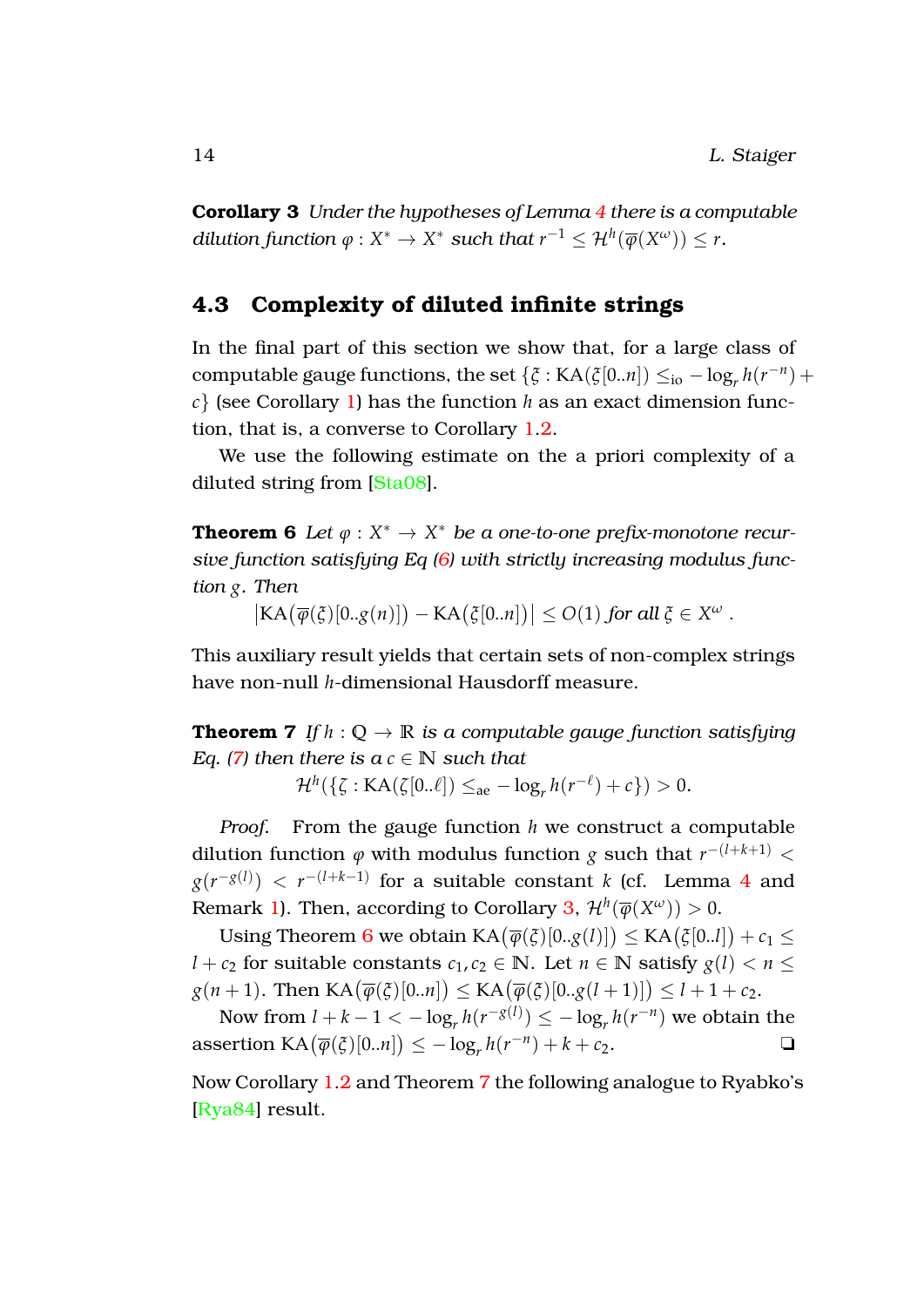**Corollary 3** *Under the hypotheses of Lemma 4 there is a computable dilution function $\varphi : X^* \to X^*$ such that $r^{-1} \leq \mathcal{H}^h(\overline{\varphi}(X^\omega)) \leq r$.*

## 4.3 Complexity of diluted infinite strings

In the final part of this section we show that, for a large class of computable gauge functions, the set $\{\xi : \mathrm{KA}(\xi[0..n]) \leq_{\mathrm{io}} -\log_r h(r^{-n}) + c\}$ (see Corollary 1) has the function $h$ as an exact dimension function, that is, a converse to Corollary 1.2.

We use the following estimate on the a priori complexity of a diluted string from [Sta08].

**Theorem 6** *Let $\varphi : X^* \to X^*$ be a one-to-one prefix-monotone recursive function satisfying Eq (6) with strictly increasing modulus function $g$. Then*

$$\left|\mathrm{KA}\big(\overline{\varphi}(\xi)[0..g(n)]\big) - \mathrm{KA}\big(\xi[0..n]\big)\right| \leq O(1) \text{ for all } \xi \in X^\omega .$$

This auxiliary result yields that certain sets of non-complex strings have non-null $h$-dimensional Hausdorff measure.

**Theorem 7** *If $h : \mathbb{Q} \to \mathbb{R}$ is a computable gauge function satisfying Eq. (7) then there is a $c \in \mathbb{N}$ such that*

$$\mathcal{H}^h(\{\zeta : \mathrm{KA}(\zeta[0..\ell]) \leq_{\mathrm{ae}} -\log_r h(r^{-\ell}) + c\}) > 0.$$

*Proof.* From the gauge function $h$ we construct a computable dilution function $\varphi$ with modulus function $g$ such that $r^{-(l+k+1)} < g(r^{-g(l)}) < r^{-(l+k-1)}$ for a suitable constant $k$ (cf. Lemma 4 and Remark 1). Then, according to Corollary 3, $\mathcal{H}^h(\overline{\varphi}(X^\omega)) > 0$.

Using Theorem 6 we obtain $\mathrm{KA}\big(\overline{\varphi}(\xi)[0..g(l)]\big) \leq \mathrm{KA}\big(\xi[0..l]\big) + c_1 \leq l + c_2$ for suitable constants $c_1, c_2 \in \mathbb{N}$. Let $n \in \mathbb{N}$ satisfy $g(l) < n \leq g(n+1)$. Then $\mathrm{KA}\big(\overline{\varphi}(\xi)[0..n]\big) \leq \mathrm{KA}\big(\overline{\varphi}(\xi)[0..g(l+1)]\big) \leq l + 1 + c_2$.

Now from $l + k - 1 < -\log_r h(r^{-g(l)}) \leq -\log_r h(r^{-n})$ we obtain the assertion $\mathrm{KA}\big(\overline{\varphi}(\xi)[0..n]\big) \leq -\log_r h(r^{-n}) + k + c_2$. ❑

Now Corollary 1.2 and Theorem 7 the following analogue to Ryabko's [Rya84] result.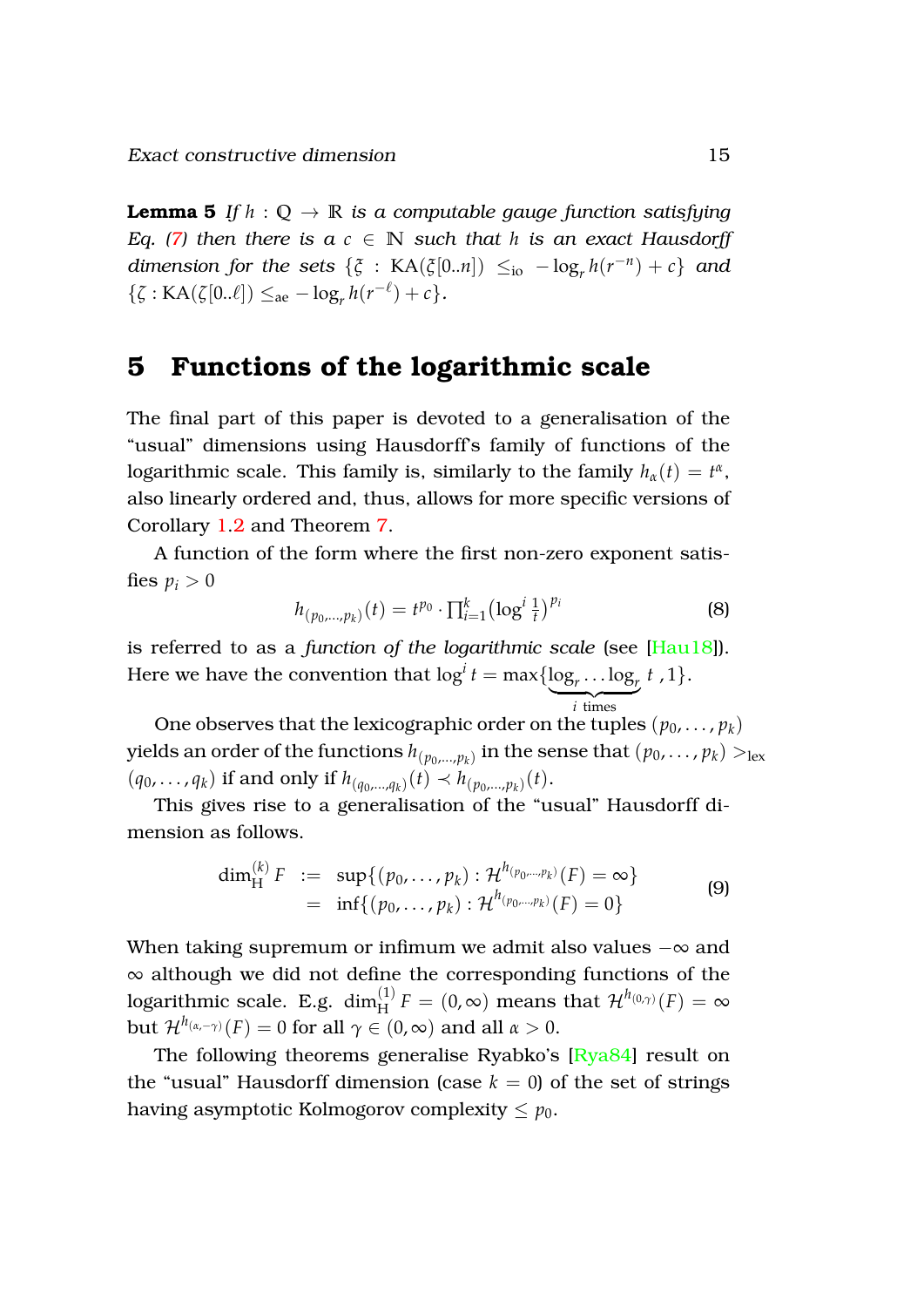**Lemma 5** *If $h : \mathbb{Q} \to \mathbb{R}$ is a computable gauge function satisfying Eq. (7) then there is a $c \in \mathbb{N}$ such that $h$ is an exact Hausdorff dimension for the sets $\{\xi : \mathrm{KA}(\xi[0..n]) \leq_{\mathrm{io}} -\log_r h(r^{-n}) + c\}$ and $\{\zeta : \mathrm{KA}(\zeta[0..\ell]) \leq_{\mathrm{ae}} -\log_r h(r^{-\ell}) + c\}$.*

## 5 Functions of the logarithmic scale

The final part of this paper is devoted to a generalisation of the "usual" dimensions using Hausdorff's family of functions of the logarithmic scale. This family is, similarly to the family $h_\alpha(t) = t^\alpha$, also linearly ordered and, thus, allows for more specific versions of Corollary 1.2 and Theorem 7.

A function of the form where the first non-zero exponent satisfies $p_i > 0$

$$h_{(p_0,\ldots,p_k)}(t) = t^{p_0} \cdot \prod_{i=1}^{k} \bigl(\log^i \tfrac{1}{t}\bigr)^{p_i} \tag{8}$$

is referred to as a *function of the logarithmic scale* (see [Hau18]). Here we have the convention that $\log^i t = \max\{\underbrace{\log_r \ldots \log_r}_{i \text{ times}} t\,, 1\}$.

One observes that the lexicographic order on the tuples $(p_0, \ldots, p_k)$ yields an order of the functions $h_{(p_0,\ldots,p_k)}$ in the sense that $(p_0, \ldots, p_k) >_{\mathrm{lex}} (q_0, \ldots, q_k)$ if and only if $h_{(q_0,\ldots,q_k)}(t) \prec h_{(p_0,\ldots,p_k)}(t)$.

This gives rise to a generalisation of the "usual" Hausdorff dimension as follows.

$$\begin{aligned} \dim_{\mathrm{H}}^{(k)} F &:= \sup\{(p_0, \ldots, p_k) : \mathcal{H}^{h_{(p_0,\ldots,p_k)}}(F) = \infty\} \\ &= \inf\{(p_0, \ldots, p_k) : \mathcal{H}^{h_{(p_0,\ldots,p_k)}}(F) = 0\} \end{aligned} \tag{9}$$

When taking supremum or infimum we admit also values $-\infty$ and $\infty$ although we did not define the corresponding functions of the logarithmic scale. E.g. $\dim_{\mathrm{H}}^{(1)} F = (0, \infty)$ means that $\mathcal{H}^{h_{(0,\gamma)}}(F) = \infty$ but $\mathcal{H}^{h_{(\alpha,-\gamma)}}(F) = 0$ for all $\gamma \in (0, \infty)$ and all $\alpha > 0$.

The following theorems generalise Ryabko's [Rya84] result on the "usual" Hausdorff dimension (case $k = 0$) of the set of strings having asymptotic Kolmogorov complexity $\leq p_0$.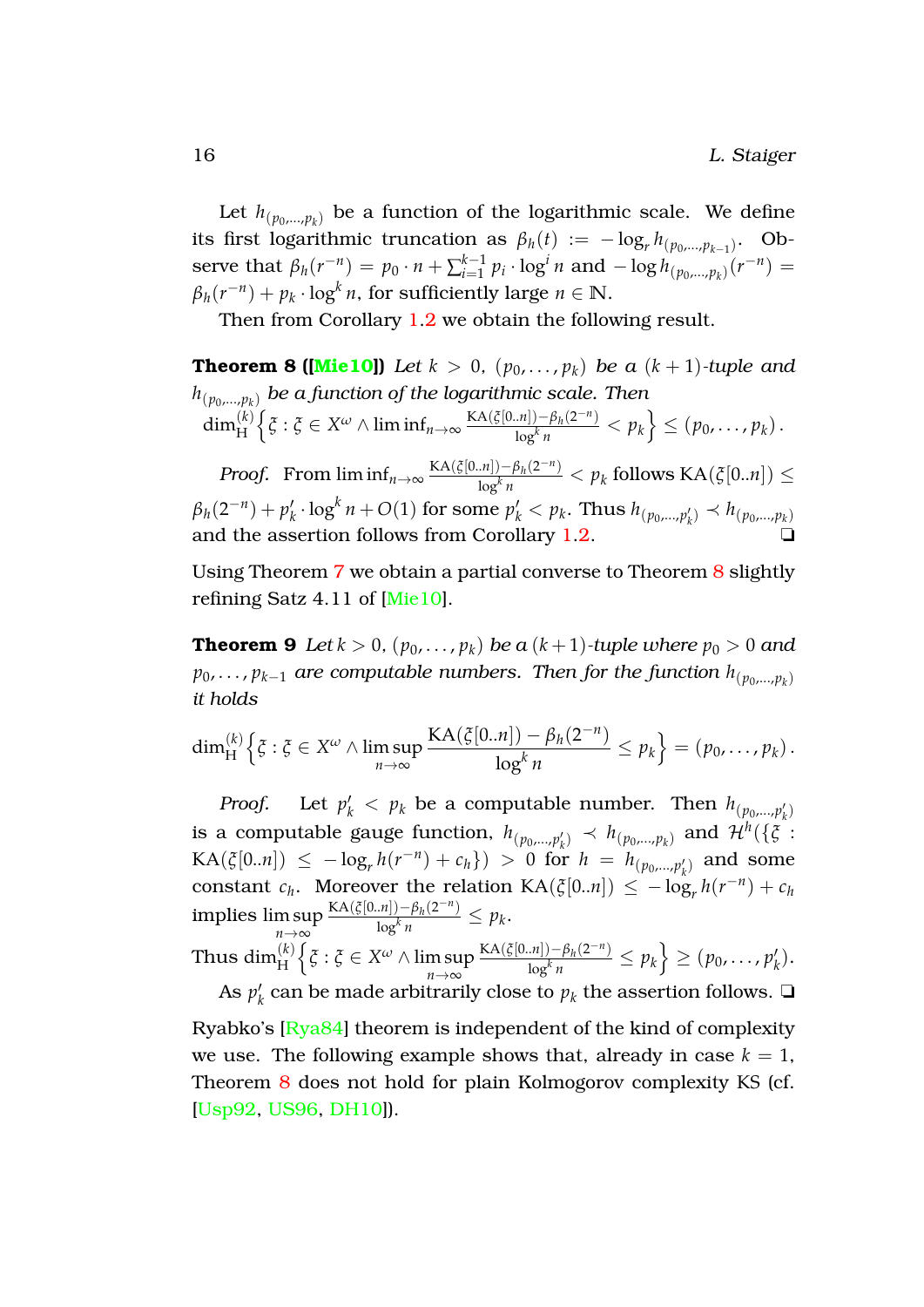Let $h_{(p_0,\dots,p_k)}$ be a function of the logarithmic scale. We define its first logarithmic truncation as $\beta_h(t) := -\log_r h_{(p_0,\dots,p_{k-1})}$. Observe that $\beta_h(r^{-n}) = p_0 \cdot n + \sum_{i=1}^{k-1} p_i \cdot \log^i n$ and $-\log h_{(p_0,\dots,p_k)}(r^{-n}) = \beta_h(r^{-n}) + p_k \cdot \log^k n$, for sufficiently large $n \in \mathbb{N}$.

Then from Corollary 1.2 we obtain the following result.

**Theorem 8 ([Mie10])** *Let $k > 0$, $(p_0, \dots, p_k)$ be a $(k+1)$-tuple and $h_{(p_0,\dots,p_k)}$ be a function of the logarithmic scale. Then* $\dim_{\mathrm{H}}^{(k)} \left\{ \xi : \xi \in X^\omega \wedge \liminf_{n\to\infty} \frac{\mathrm{KA}(\xi[0..n]) - \beta_h(2^{-n})}{\log^k n} < p_k \right\} \leq (p_0, \dots, p_k)$.

*Proof.* From $\liminf_{n\to\infty} \frac{\mathrm{KA}(\xi[0..n]) - \beta_h(2^{-n})}{\log^k n} < p_k$ follows $\mathrm{KA}(\xi[0..n]) \leq \beta_h(2^{-n}) + p'_k \cdot \log^k n + O(1)$ for some $p'_k < p_k$. Thus $h_{(p_0,\dots,p'_k)} \prec h_{(p_0,\dots,p_k)}$ and the assertion follows from Corollary 1.2. ❑

Using Theorem 7 we obtain a partial converse to Theorem 8 slightly refining Satz 4.11 of [Mie10].

**Theorem 9** *Let $k > 0$, $(p_0, \dots, p_k)$ be a $(k+1)$-tuple where $p_0 > 0$ and $p_0, \dots, p_{k-1}$ are computable numbers. Then for the function $h_{(p_0,\dots,p_k)}$ it holds*

$$\dim_{\mathrm{H}}^{(k)} \left\{ \xi : \xi \in X^\omega \wedge \limsup_{n\to\infty} \frac{\mathrm{KA}(\xi[0..n]) - \beta_h(2^{-n})}{\log^k n} \leq p_k \right\} = (p_0, \dots, p_k).$$

*Proof.* Let $p'_k < p_k$ be a computable number. Then $h_{(p_0,\dots,p'_k)}$ is a computable gauge function, $h_{(p_0,\dots,p'_k)} \prec h_{(p_0,\dots,p_k)}$ and $\mathcal{H}^h(\{\xi : \mathrm{KA}(\xi[0..n]) \leq -\log_r h(r^{-n}) + c_h\}) > 0$ for $h = h_{(p_0,\dots,p'_k)}$ and some constant $c_h$. Moreover the relation $\mathrm{KA}(\xi[0..n]) \leq -\log_r h(r^{-n}) + c_h$ implies $\limsup\limits_{n\to\infty} \frac{\mathrm{KA}(\xi[0..n]) - \beta_h(2^{-n})}{\log^k n} \leq p_k$.

Thus $\dim_{\mathrm{H}}^{(k)} \left\{ \xi : \xi \in X^\omega \wedge \limsup\limits_{n\to\infty} \frac{\mathrm{KA}(\xi[0..n]) - \beta_h(2^{-n})}{\log^k n} \leq p_k \right\} \geq (p_0, \dots, p'_k)$.

As $p'_k$ can be made arbitrarily close to $p_k$ the assertion follows. ❑

Ryabko's [Rya84] theorem is independent of the kind of complexity we use. The following example shows that, already in case $k = 1$, Theorem 8 does not hold for plain Kolmogorov complexity KS (cf. [Usp92, US96, DH10]).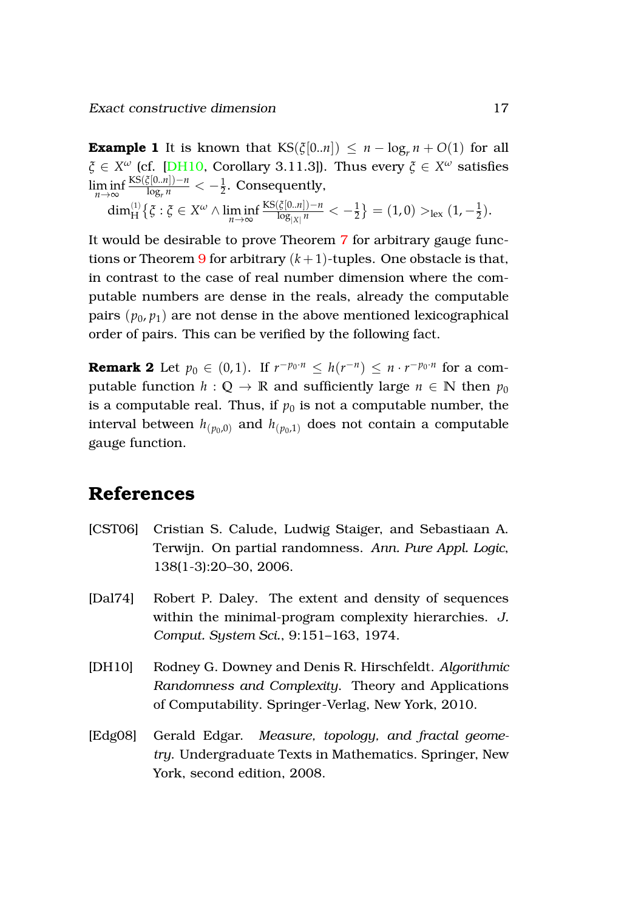**Example 1** It is known that $\mathrm{KS}(\xi[0..n]) \leq n - \log_r n + O(1)$ for all $\xi \in X^\omega$ (cf. [DH10, Corollary 3.11.3]). Thus every $\xi \in X^\omega$ satisfies $\liminf_{n\to\infty} \frac{\mathrm{KS}(\xi[0..n])-n}{\log_r n} < -\frac{1}{2}$. Consequently,

$$\dim_{\mathrm{H}}^{(1)}\{\xi : \xi \in X^\omega \wedge \liminf_{n\to\infty} \tfrac{\mathrm{KS}(\xi[0..n])-n}{\log_{|X|} n} < -\tfrac{1}{2}\} = (1,0) >_{\mathrm{lex}} (1, -\tfrac{1}{2}).$$

It would be desirable to prove Theorem 7 for arbitrary gauge functions or Theorem 9 for arbitrary $(k+1)$-tuples. One obstacle is that, in contrast to the case of real number dimension where the computable numbers are dense in the reals, already the computable pairs $(p_0, p_1)$ are not dense in the above mentioned lexicographical order of pairs. This can be verified by the following fact.

**Remark 2** Let $p_0 \in (0,1)$. If $r^{-p_0\cdot n} \leq h(r^{-n}) \leq n \cdot r^{-p_0 \cdot n}$ for a computable function $h : \mathbb{Q} \to \mathbb{R}$ and sufficiently large $n \in \mathbb{N}$ then $p_0$ is a computable real. Thus, if $p_0$ is not a computable number, the interval between $h_{(p_0,0)}$ and $h_{(p_0,1)}$ does not contain a computable gauge function.

# References

[CST06] Cristian S. Calude, Ludwig Staiger, and Sebastiaan A. Terwijn. On partial randomness. *Ann. Pure Appl. Logic*, 138(1-3):20–30, 2006.

[Dal74] Robert P. Daley. The extent and density of sequences within the minimal-program complexity hierarchies. *J. Comput. System Sci.*, 9:151–163, 1974.

[DH10] Rodney G. Downey and Denis R. Hirschfeldt. *Algorithmic Randomness and Complexity*. Theory and Applications of Computability. Springer-Verlag, New York, 2010.

[Edg08] Gerald Edgar. *Measure, topology, and fractal geometry*. Undergraduate Texts in Mathematics. Springer, New York, second edition, 2008.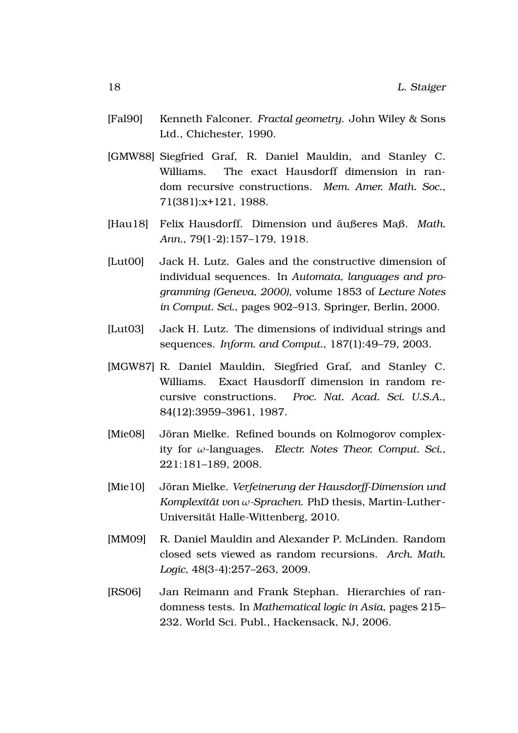[Fal90] Kenneth Falconer. *Fractal geometry*. John Wiley & Sons Ltd., Chichester, 1990.

[GMW88] Siegfried Graf, R. Daniel Mauldin, and Stanley C. Williams. The exact Hausdorff dimension in random recursive constructions. *Mem. Amer. Math. Soc.*, 71(381):x+121, 1988.

[Hau18] Felix Hausdorff. Dimension und äußeres Maß. *Math. Ann.*, 79(1-2):157–179, 1918.

[Lut00] Jack H. Lutz. Gales and the constructive dimension of individual sequences. In *Automata, languages and programming (Geneva, 2000)*, volume 1853 of *Lecture Notes in Comput. Sci.*, pages 902–913. Springer, Berlin, 2000.

[Lut03] Jack H. Lutz. The dimensions of individual strings and sequences. *Inform. and Comput.*, 187(1):49–79, 2003.

[MGW87] R. Daniel Mauldin, Siegfried Graf, and Stanley C. Williams. Exact Hausdorff dimension in random recursive constructions. *Proc. Nat. Acad. Sci. U.S.A.*, 84(12):3959–3961, 1987.

[Mie08] Jöran Mielke. Refined bounds on Kolmogorov complexity for $\omega$-languages. *Electr. Notes Theor. Comput. Sci.*, 221:181–189, 2008.

[Mie10] Jöran Mielke. *Verfeinerung der Hausdorff-Dimension und Komplexität von $\omega$-Sprachen*. PhD thesis, Martin-Luther-Universität Halle-Wittenberg, 2010.

[MM09] R. Daniel Mauldin and Alexander P. McLinden. Random closed sets viewed as random recursions. *Arch. Math. Logic*, 48(3-4):257–263, 2009.

[RS06] Jan Reimann and Frank Stephan. Hierarchies of randomness tests. In *Mathematical logic in Asia*, pages 215–232. World Sci. Publ., Hackensack, NJ, 2006.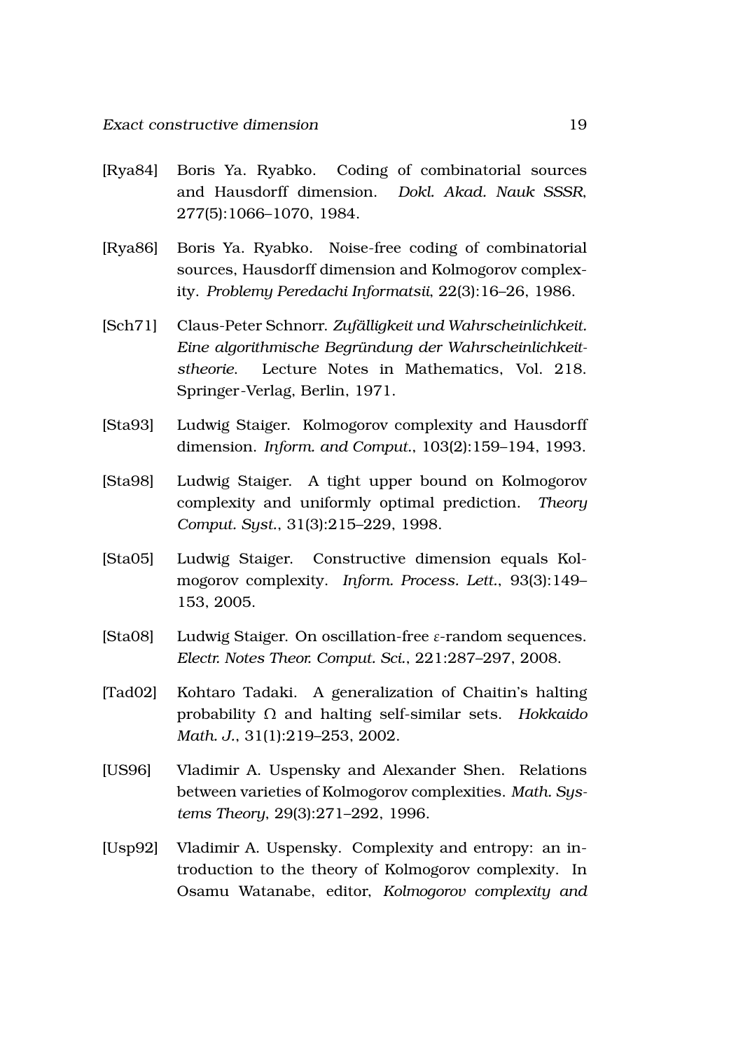[Rya84] Boris Ya. Ryabko. Coding of combinatorial sources and Hausdorff dimension. *Dokl. Akad. Nauk SSSR*, 277(5):1066–1070, 1984.

[Rya86] Boris Ya. Ryabko. Noise-free coding of combinatorial sources, Hausdorff dimension and Kolmogorov complexity. *Problemy Peredachi Informatsii*, 22(3):16–26, 1986.

[Sch71] Claus-Peter Schnorr. *Zufälligkeit und Wahrscheinlichkeit. Eine algorithmische Begründung der Wahrscheinlichkeitstheorie*. Lecture Notes in Mathematics, Vol. 218. Springer-Verlag, Berlin, 1971.

[Sta93] Ludwig Staiger. Kolmogorov complexity and Hausdorff dimension. *Inform. and Comput.*, 103(2):159–194, 1993.

[Sta98] Ludwig Staiger. A tight upper bound on Kolmogorov complexity and uniformly optimal prediction. *Theory Comput. Syst.*, 31(3):215–229, 1998.

[Sta05] Ludwig Staiger. Constructive dimension equals Kolmogorov complexity. *Inform. Process. Lett.*, 93(3):149–153, 2005.

[Sta08] Ludwig Staiger. On oscillation-free $\varepsilon$-random sequences. *Electr. Notes Theor. Comput. Sci.*, 221:287–297, 2008.

[Tad02] Kohtaro Tadaki. A generalization of Chaitin's halting probability $\Omega$ and halting self-similar sets. *Hokkaido Math. J.*, 31(1):219–253, 2002.

[US96] Vladimir A. Uspensky and Alexander Shen. Relations between varieties of Kolmogorov complexities. *Math. Systems Theory*, 29(3):271–292, 1996.

[Usp92] Vladimir A. Uspensky. Complexity and entropy: an introduction to the theory of Kolmogorov complexity. In Osamu Watanabe, editor, *Kolmogorov complexity and*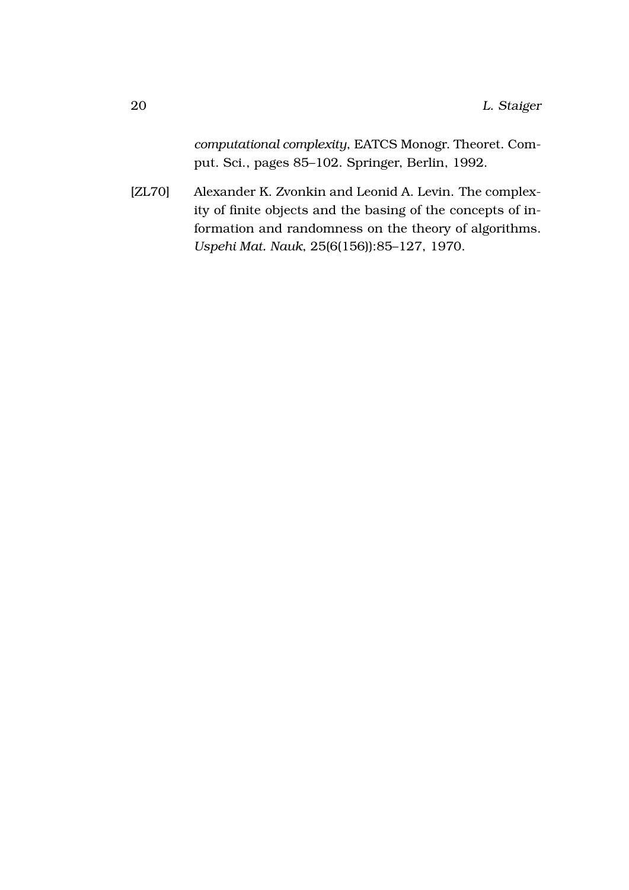*computational complexity*, EATCS Monogr. Theoret. Comput. Sci., pages 85–102. Springer, Berlin, 1992.

[ZL70] Alexander K. Zvonkin and Leonid A. Levin. The complexity of finite objects and the basing of the concepts of information and randomness on the theory of algorithms. *Uspehi Mat. Nauk*, 25(6(156)):85–127, 1970.